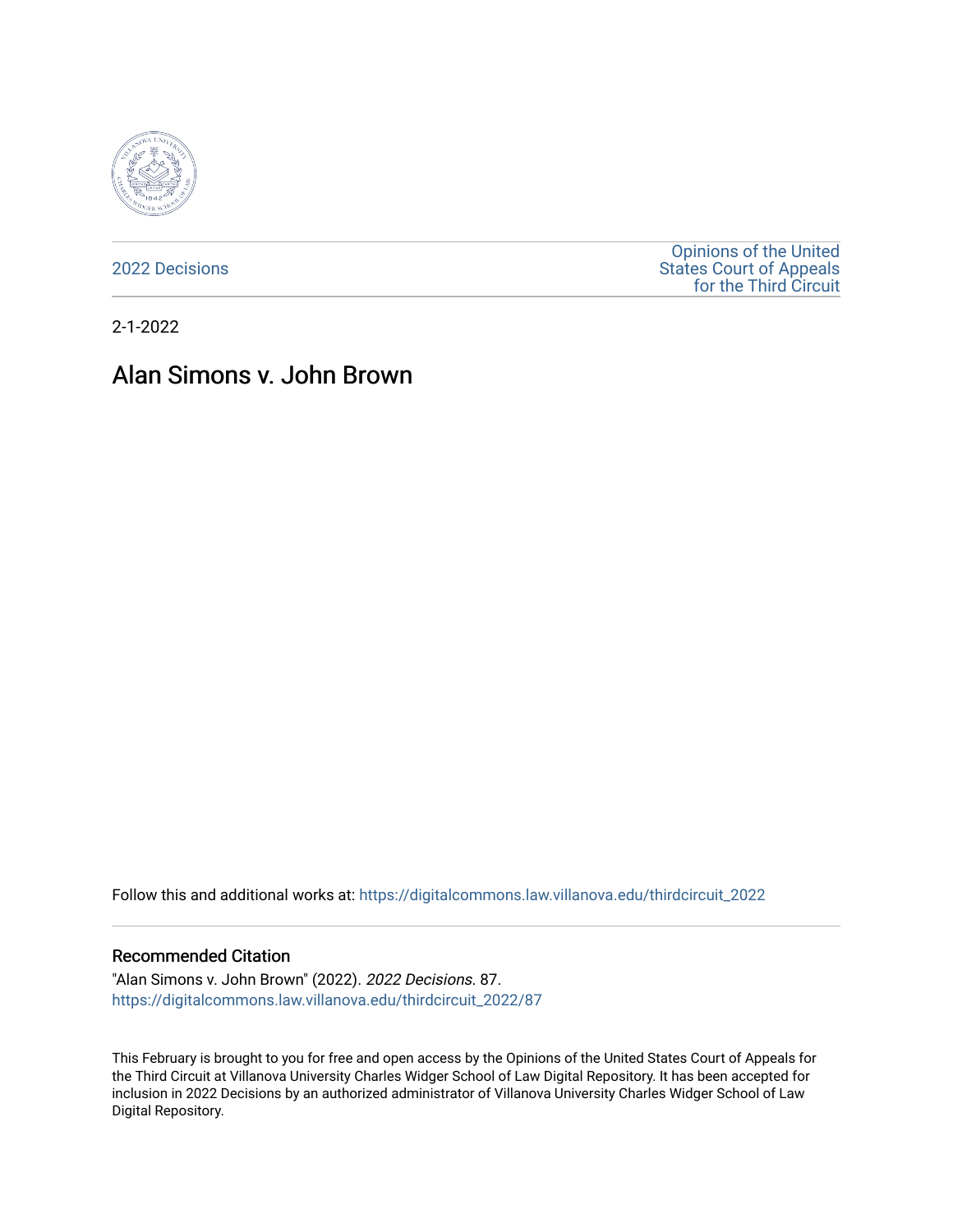2022 Decisions

Opinions of the United States Court of Appeals for the Third Circuit

2-1-2022

# Alan Simons v. John Brown

Follow this and additional works at: https://digitalcommons.law.villanova.edu/thirdcircuit_2022

## Recommended Citation

"Alan Simons v. John Brown" (2022). *2022 Decisions*. 87.
https://digitalcommons.law.villanova.edu/thirdcircuit_2022/87

This February is brought to you for free and open access by the Opinions of the United States Court of Appeals for the Third Circuit at Villanova University Charles Widger School of Law Digital Repository. It has been accepted for inclusion in 2022 Decisions by an authorized administrator of Villanova University Charles Widger School of Law Digital Repository.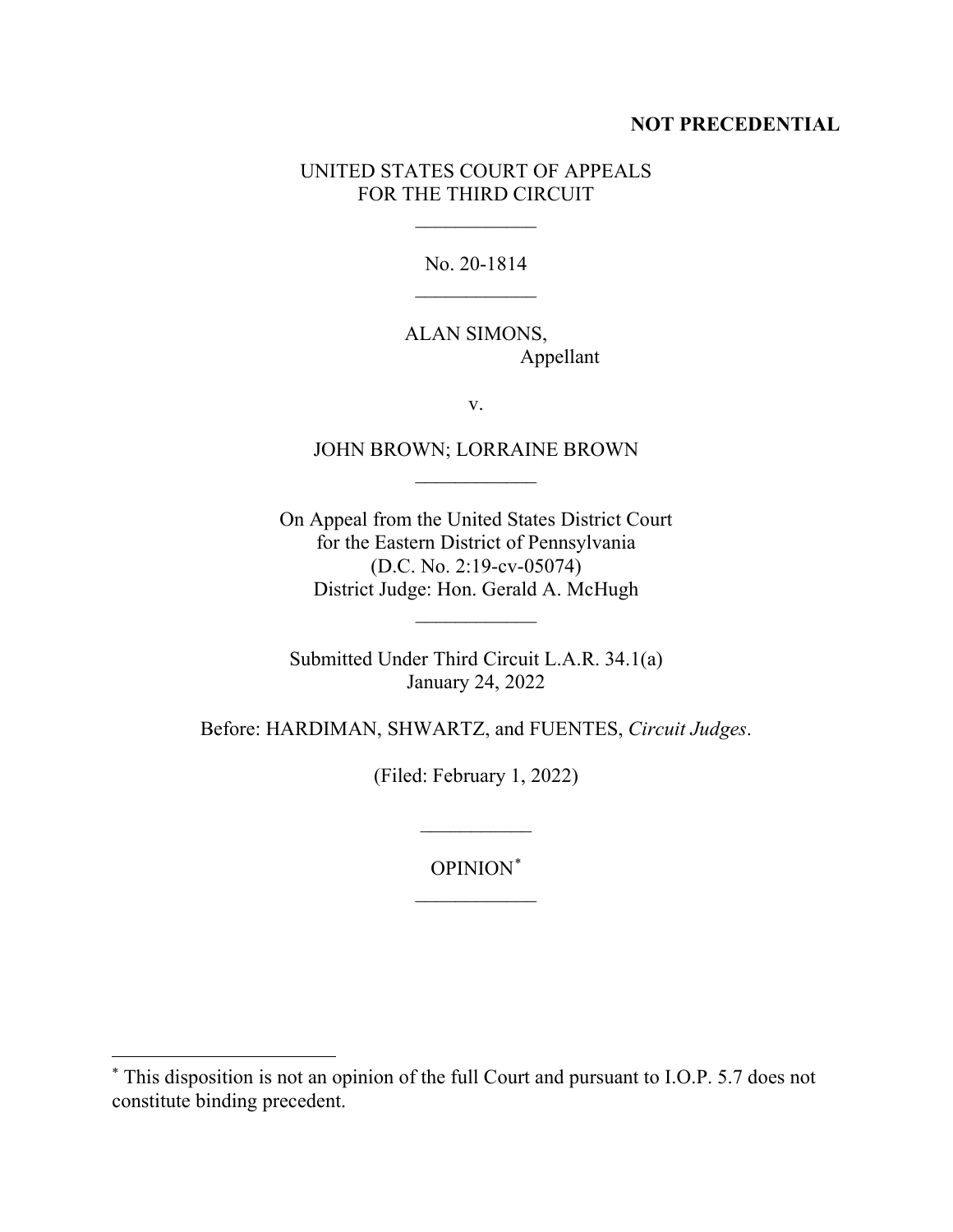**NOT PRECEDENTIAL**

UNITED STATES COURT OF APPEALS
FOR THE THIRD CIRCUIT

---

No. 20-1814

---

ALAN SIMONS,
Appellant

v.

JOHN BROWN; LORRAINE BROWN

---

On Appeal from the United States District Court
for the Eastern District of Pennsylvania
(D.C. No. 2:19-cv-05074)
District Judge: Hon. Gerald A. McHugh

---

Submitted Under Third Circuit L.A.R. 34.1(a)
January 24, 2022

Before: HARDIMAN, SHWARTZ, and FUENTES, *Circuit Judges*.

(Filed: February 1, 2022)

---

OPINION[*]

---

[*] This disposition is not an opinion of the full Court and pursuant to I.O.P. 5.7 does not constitute binding precedent.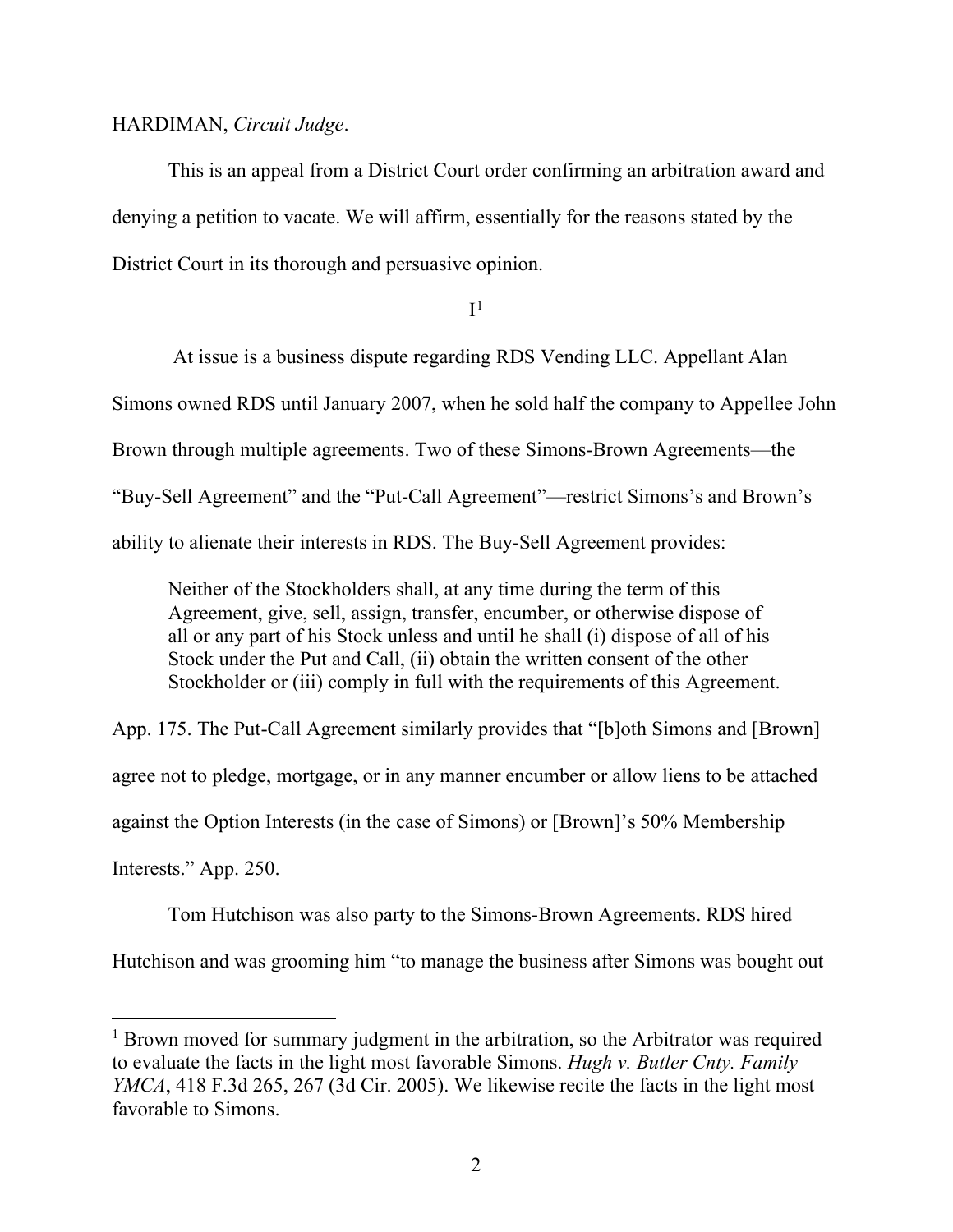HARDIMAN, *Circuit Judge*.

This is an appeal from a District Court order confirming an arbitration award and denying a petition to vacate. We will affirm, essentially for the reasons stated by the District Court in its thorough and persuasive opinion.

I[1]

At issue is a business dispute regarding RDS Vending LLC. Appellant Alan Simons owned RDS until January 2007, when he sold half the company to Appellee John Brown through multiple agreements. Two of these Simons-Brown Agreements—the "Buy-Sell Agreement" and the "Put-Call Agreement"—restrict Simons's and Brown's ability to alienate their interests in RDS. The Buy-Sell Agreement provides:

> Neither of the Stockholders shall, at any time during the term of this Agreement, give, sell, assign, transfer, encumber, or otherwise dispose of all or any part of his Stock unless and until he shall (i) dispose of all of his Stock under the Put and Call, (ii) obtain the written consent of the other Stockholder or (iii) comply in full with the requirements of this Agreement.

App. 175. The Put-Call Agreement similarly provides that "[b]oth Simons and [Brown] agree not to pledge, mortgage, or in any manner encumber or allow liens to be attached against the Option Interests (in the case of Simons) or [Brown]'s 50% Membership Interests." App. 250.

Tom Hutchison was also party to the Simons-Brown Agreements. RDS hired Hutchison and was grooming him "to manage the business after Simons was bought out

[1] Brown moved for summary judgment in the arbitration, so the Arbitrator was required to evaluate the facts in the light most favorable Simons. *Hugh v. Butler Cnty. Family YMCA*, 418 F.3d 265, 267 (3d Cir. 2005). We likewise recite the facts in the light most favorable to Simons.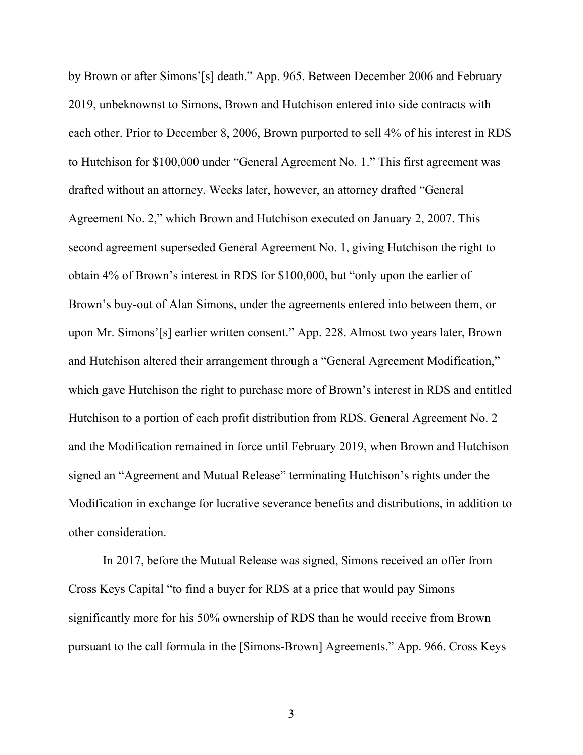by Brown or after Simons'[s] death." App. 965. Between December 2006 and February 2019, unbeknownst to Simons, Brown and Hutchison entered into side contracts with each other. Prior to December 8, 2006, Brown purported to sell 4% of his interest in RDS to Hutchison for $100,000 under "General Agreement No. 1." This first agreement was drafted without an attorney. Weeks later, however, an attorney drafted "General Agreement No. 2," which Brown and Hutchison executed on January 2, 2007. This second agreement superseded General Agreement No. 1, giving Hutchison the right to obtain 4% of Brown's interest in RDS for $100,000, but "only upon the earlier of Brown's buy-out of Alan Simons, under the agreements entered into between them, or upon Mr. Simons'[s] earlier written consent." App. 228. Almost two years later, Brown and Hutchison altered their arrangement through a "General Agreement Modification," which gave Hutchison the right to purchase more of Brown's interest in RDS and entitled Hutchison to a portion of each profit distribution from RDS. General Agreement No. 2 and the Modification remained in force until February 2019, when Brown and Hutchison signed an "Agreement and Mutual Release" terminating Hutchison's rights under the Modification in exchange for lucrative severance benefits and distributions, in addition to other consideration.

In 2017, before the Mutual Release was signed, Simons received an offer from Cross Keys Capital "to find a buyer for RDS at a price that would pay Simons significantly more for his 50% ownership of RDS than he would receive from Brown pursuant to the call formula in the [Simons-Brown] Agreements." App. 966. Cross Keys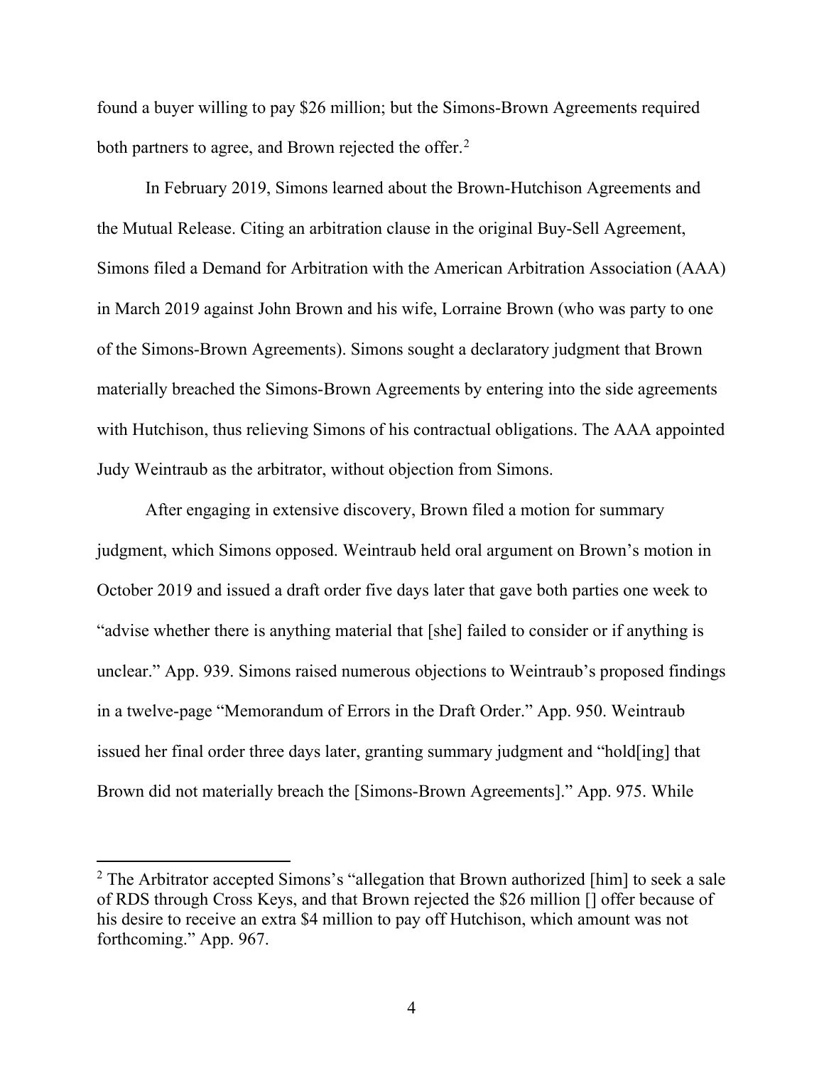found a buyer willing to pay $26 million; but the Simons-Brown Agreements required both partners to agree, and Brown rejected the offer.[2]

In February 2019, Simons learned about the Brown-Hutchison Agreements and the Mutual Release. Citing an arbitration clause in the original Buy-Sell Agreement, Simons filed a Demand for Arbitration with the American Arbitration Association (AAA) in March 2019 against John Brown and his wife, Lorraine Brown (who was party to one of the Simons-Brown Agreements). Simons sought a declaratory judgment that Brown materially breached the Simons-Brown Agreements by entering into the side agreements with Hutchison, thus relieving Simons of his contractual obligations. The AAA appointed Judy Weintraub as the arbitrator, without objection from Simons.

After engaging in extensive discovery, Brown filed a motion for summary judgment, which Simons opposed. Weintraub held oral argument on Brown's motion in October 2019 and issued a draft order five days later that gave both parties one week to "advise whether there is anything material that [she] failed to consider or if anything is unclear." App. 939. Simons raised numerous objections to Weintraub's proposed findings in a twelve-page "Memorandum of Errors in the Draft Order." App. 950. Weintraub issued her final order three days later, granting summary judgment and "hold[ing] that Brown did not materially breach the [Simons-Brown Agreements]." App. 975. While

[2] The Arbitrator accepted Simons's "allegation that Brown authorized [him] to seek a sale of RDS through Cross Keys, and that Brown rejected the $26 million [] offer because of his desire to receive an extra $4 million to pay off Hutchison, which amount was not forthcoming." App. 967.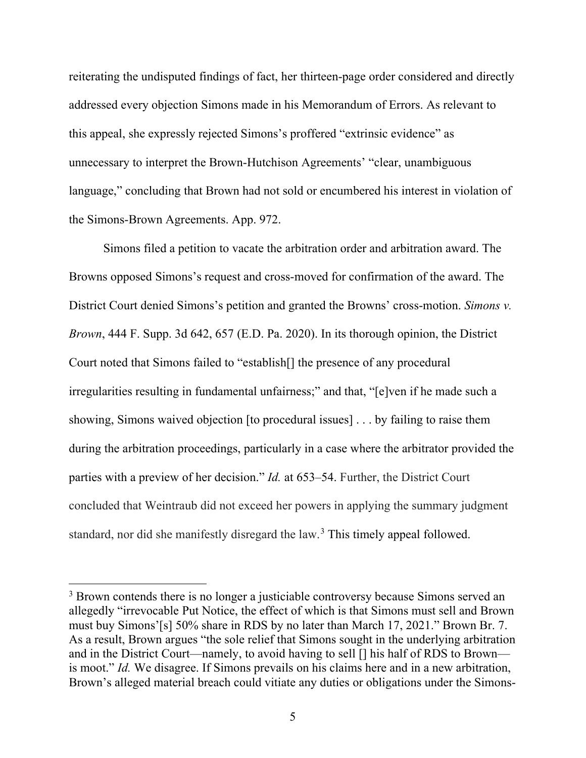reiterating the undisputed findings of fact, her thirteen-page order considered and directly addressed every objection Simons made in his Memorandum of Errors. As relevant to this appeal, she expressly rejected Simons's proffered "extrinsic evidence" as unnecessary to interpret the Brown-Hutchison Agreements' "clear, unambiguous language," concluding that Brown had not sold or encumbered his interest in violation of the Simons-Brown Agreements. App. 972.

Simons filed a petition to vacate the arbitration order and arbitration award. The Browns opposed Simons's request and cross-moved for confirmation of the award. The District Court denied Simons's petition and granted the Browns' cross-motion. *Simons v. Brown*, 444 F. Supp. 3d 642, 657 (E.D. Pa. 2020). In its thorough opinion, the District Court noted that Simons failed to "establish[] the presence of any procedural irregularities resulting in fundamental unfairness;" and that, "[e]ven if he made such a showing, Simons waived objection [to procedural issues] . . . by failing to raise them during the arbitration proceedings, particularly in a case where the arbitrator provided the parties with a preview of her decision." *Id.* at 653–54. Further, the District Court concluded that Weintraub did not exceed her powers in applying the summary judgment standard, nor did she manifestly disregard the law.[3] This timely appeal followed.

[3] Brown contends there is no longer a justiciable controversy because Simons served an allegedly "irrevocable Put Notice, the effect of which is that Simons must sell and Brown must buy Simons'[s] 50% share in RDS by no later than March 17, 2021." Brown Br. 7. As a result, Brown argues "the sole relief that Simons sought in the underlying arbitration and in the District Court—namely, to avoid having to sell [] his half of RDS to Brown—is moot." *Id.* We disagree. If Simons prevails on his claims here and in a new arbitration, Brown's alleged material breach could vitiate any duties or obligations under the Simons-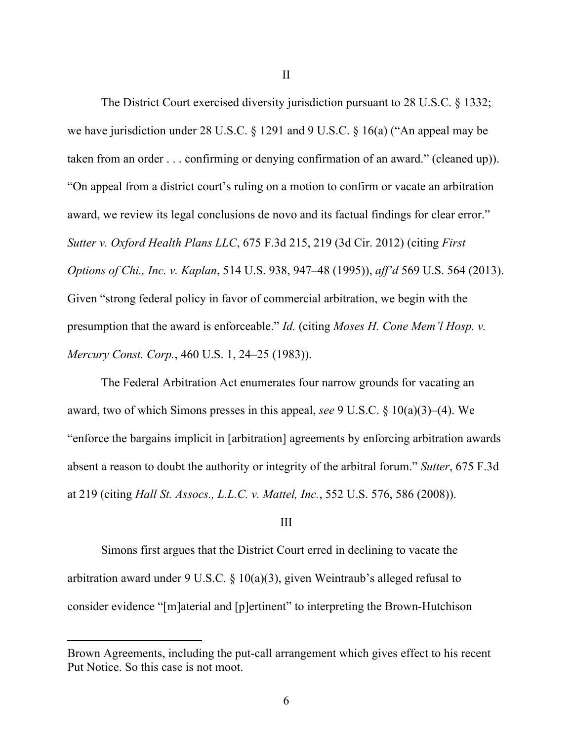II

The District Court exercised diversity jurisdiction pursuant to 28 U.S.C. § 1332; we have jurisdiction under 28 U.S.C. § 1291 and 9 U.S.C. § 16(a) ("An appeal may be taken from an order . . . confirming or denying confirmation of an award." (cleaned up)). "On appeal from a district court's ruling on a motion to confirm or vacate an arbitration award, we review its legal conclusions de novo and its factual findings for clear error." *Sutter v. Oxford Health Plans LLC*, 675 F.3d 215, 219 (3d Cir. 2012) (citing *First Options of Chi., Inc. v. Kaplan*, 514 U.S. 938, 947–48 (1995)), *aff'd* 569 U.S. 564 (2013). Given "strong federal policy in favor of commercial arbitration, we begin with the presumption that the award is enforceable." *Id.* (citing *Moses H. Cone Mem'l Hosp. v. Mercury Const. Corp.*, 460 U.S. 1, 24–25 (1983)).

The Federal Arbitration Act enumerates four narrow grounds for vacating an award, two of which Simons presses in this appeal, *see* 9 U.S.C. § 10(a)(3)–(4). We "enforce the bargains implicit in [arbitration] agreements by enforcing arbitration awards absent a reason to doubt the authority or integrity of the arbitral forum." *Sutter*, 675 F.3d at 219 (citing *Hall St. Assocs., L.L.C. v. Mattel, Inc.*, 552 U.S. 576, 586 (2008)).

III

Simons first argues that the District Court erred in declining to vacate the arbitration award under 9 U.S.C. § 10(a)(3), given Weintraub's alleged refusal to consider evidence "[m]aterial and [p]ertinent" to interpreting the Brown-Hutchison

---

Brown Agreements, including the put-call arrangement which gives effect to his recent Put Notice. So this case is not moot.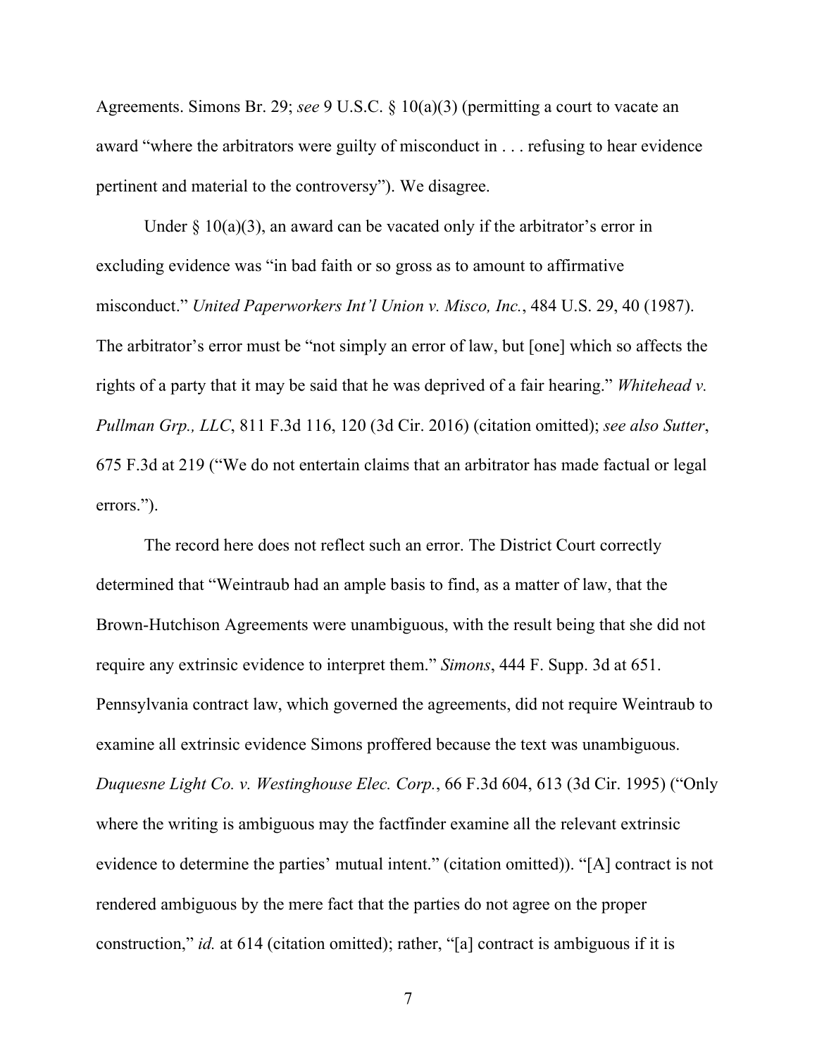Agreements. Simons Br. 29; *see* 9 U.S.C. § 10(a)(3) (permitting a court to vacate an award "where the arbitrators were guilty of misconduct in . . . refusing to hear evidence pertinent and material to the controversy"). We disagree.

Under § 10(a)(3), an award can be vacated only if the arbitrator's error in excluding evidence was "in bad faith or so gross as to amount to affirmative misconduct." *United Paperworkers Int'l Union v. Misco, Inc.*, 484 U.S. 29, 40 (1987). The arbitrator's error must be "not simply an error of law, but [one] which so affects the rights of a party that it may be said that he was deprived of a fair hearing." *Whitehead v. Pullman Grp., LLC*, 811 F.3d 116, 120 (3d Cir. 2016) (citation omitted); *see also Sutter*, 675 F.3d at 219 ("We do not entertain claims that an arbitrator has made factual or legal errors.").

The record here does not reflect such an error. The District Court correctly determined that "Weintraub had an ample basis to find, as a matter of law, that the Brown-Hutchison Agreements were unambiguous, with the result being that she did not require any extrinsic evidence to interpret them." *Simons*, 444 F. Supp. 3d at 651. Pennsylvania contract law, which governed the agreements, did not require Weintraub to examine all extrinsic evidence Simons proffered because the text was unambiguous. *Duquesne Light Co. v. Westinghouse Elec. Corp.*, 66 F.3d 604, 613 (3d Cir. 1995) ("Only where the writing is ambiguous may the factfinder examine all the relevant extrinsic evidence to determine the parties' mutual intent." (citation omitted)). "[A] contract is not rendered ambiguous by the mere fact that the parties do not agree on the proper construction," *id.* at 614 (citation omitted); rather, "[a] contract is ambiguous if it is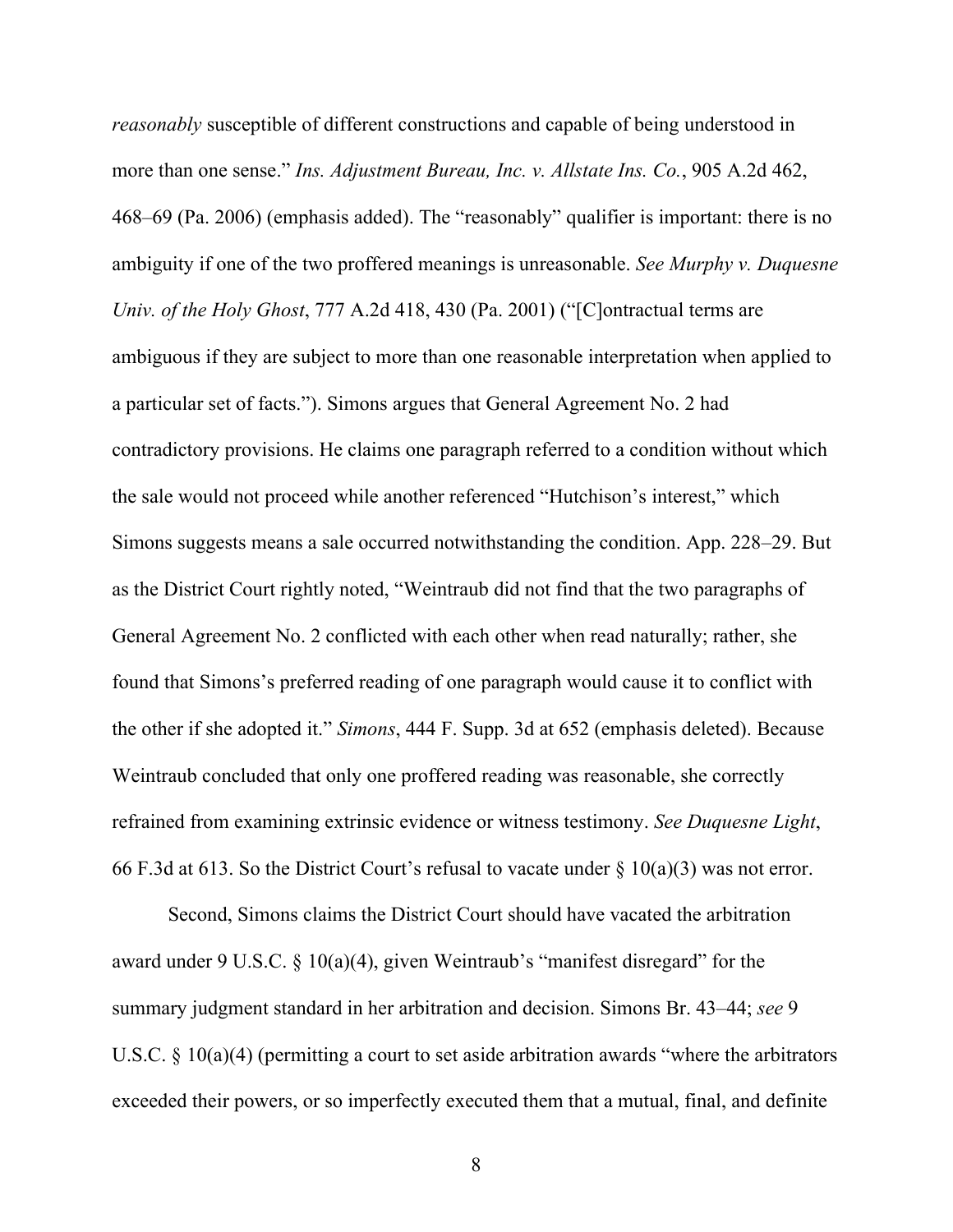*reasonably* susceptible of different constructions and capable of being understood in more than one sense." *Ins. Adjustment Bureau, Inc. v. Allstate Ins. Co.*, 905 A.2d 462, 468–69 (Pa. 2006) (emphasis added). The "reasonably" qualifier is important: there is no ambiguity if one of the two proffered meanings is unreasonable. *See Murphy v. Duquesne Univ. of the Holy Ghost*, 777 A.2d 418, 430 (Pa. 2001) ("[C]ontractual terms are ambiguous if they are subject to more than one reasonable interpretation when applied to a particular set of facts."). Simons argues that General Agreement No. 2 had contradictory provisions. He claims one paragraph referred to a condition without which the sale would not proceed while another referenced "Hutchison's interest," which Simons suggests means a sale occurred notwithstanding the condition. App. 228–29. But as the District Court rightly noted, "Weintraub did not find that the two paragraphs of General Agreement No. 2 conflicted with each other when read naturally; rather, she found that Simons's preferred reading of one paragraph would cause it to conflict with the other if she adopted it." *Simons*, 444 F. Supp. 3d at 652 (emphasis deleted). Because Weintraub concluded that only one proffered reading was reasonable, she correctly refrained from examining extrinsic evidence or witness testimony. *See Duquesne Light*, 66 F.3d at 613. So the District Court's refusal to vacate under § 10(a)(3) was not error.

Second, Simons claims the District Court should have vacated the arbitration award under 9 U.S.C. § 10(a)(4), given Weintraub's "manifest disregard" for the summary judgment standard in her arbitration and decision. Simons Br. 43–44; *see* 9 U.S.C. § 10(a)(4) (permitting a court to set aside arbitration awards "where the arbitrators exceeded their powers, or so imperfectly executed them that a mutual, final, and definite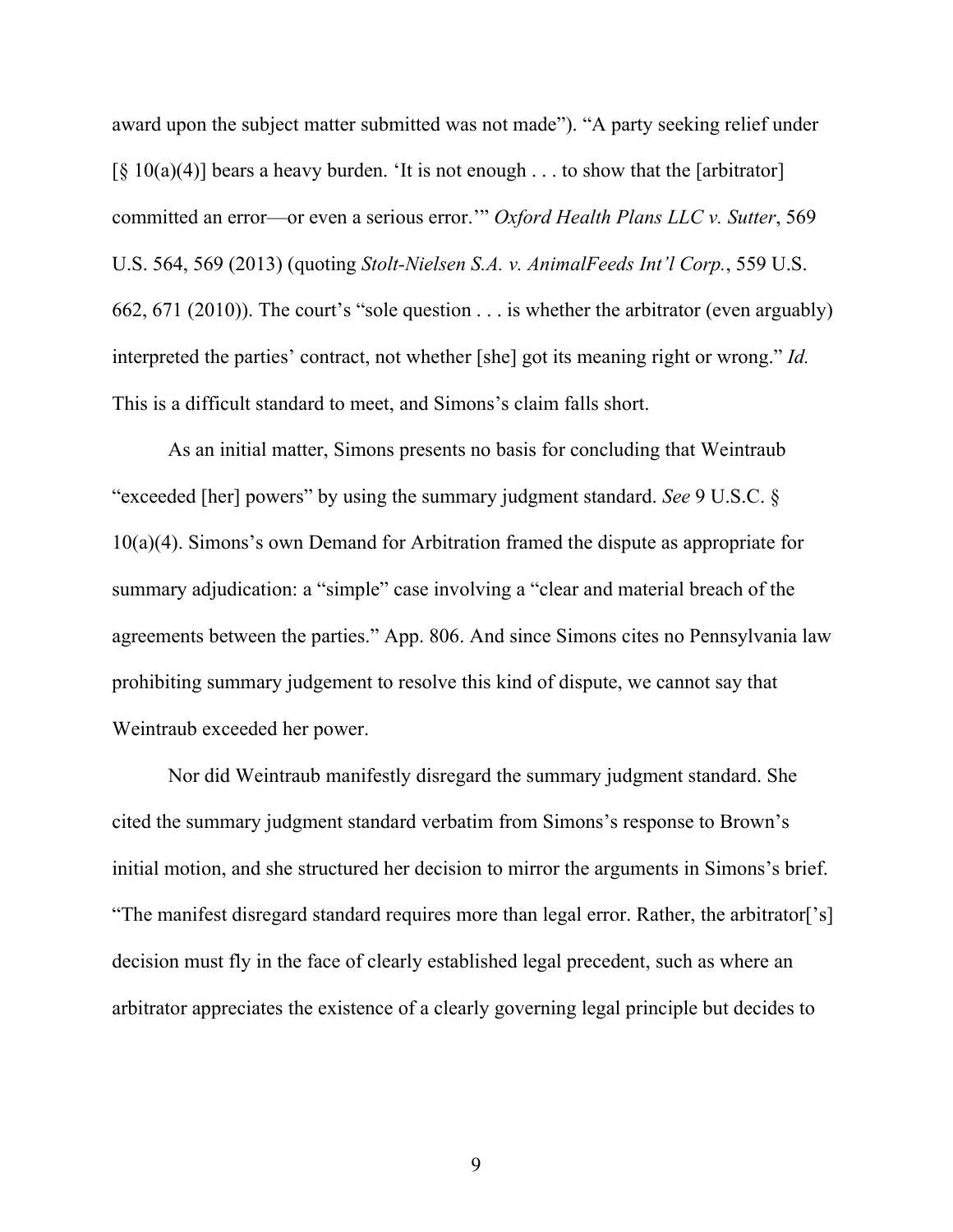award upon the subject matter submitted was not made"). "A party seeking relief under [§ 10(a)(4)] bears a heavy burden. 'It is not enough . . . to show that the [arbitrator] committed an error—or even a serious error.'" *Oxford Health Plans LLC v. Sutter*, 569 U.S. 564, 569 (2013) (quoting *Stolt-Nielsen S.A. v. AnimalFeeds Int'l Corp.*, 559 U.S. 662, 671 (2010)). The court's "sole question . . . is whether the arbitrator (even arguably) interpreted the parties' contract, not whether [she] got its meaning right or wrong." *Id.* This is a difficult standard to meet, and Simons's claim falls short.

As an initial matter, Simons presents no basis for concluding that Weintraub "exceeded [her] powers" by using the summary judgment standard. *See* 9 U.S.C. § 10(a)(4). Simons's own Demand for Arbitration framed the dispute as appropriate for summary adjudication: a "simple" case involving a "clear and material breach of the agreements between the parties." App. 806. And since Simons cites no Pennsylvania law prohibiting summary judgement to resolve this kind of dispute, we cannot say that Weintraub exceeded her power.

Nor did Weintraub manifestly disregard the summary judgment standard. She cited the summary judgment standard verbatim from Simons's response to Brown's initial motion, and she structured her decision to mirror the arguments in Simons's brief. "The manifest disregard standard requires more than legal error. Rather, the arbitrator['s] decision must fly in the face of clearly established legal precedent, such as where an arbitrator appreciates the existence of a clearly governing legal principle but decides to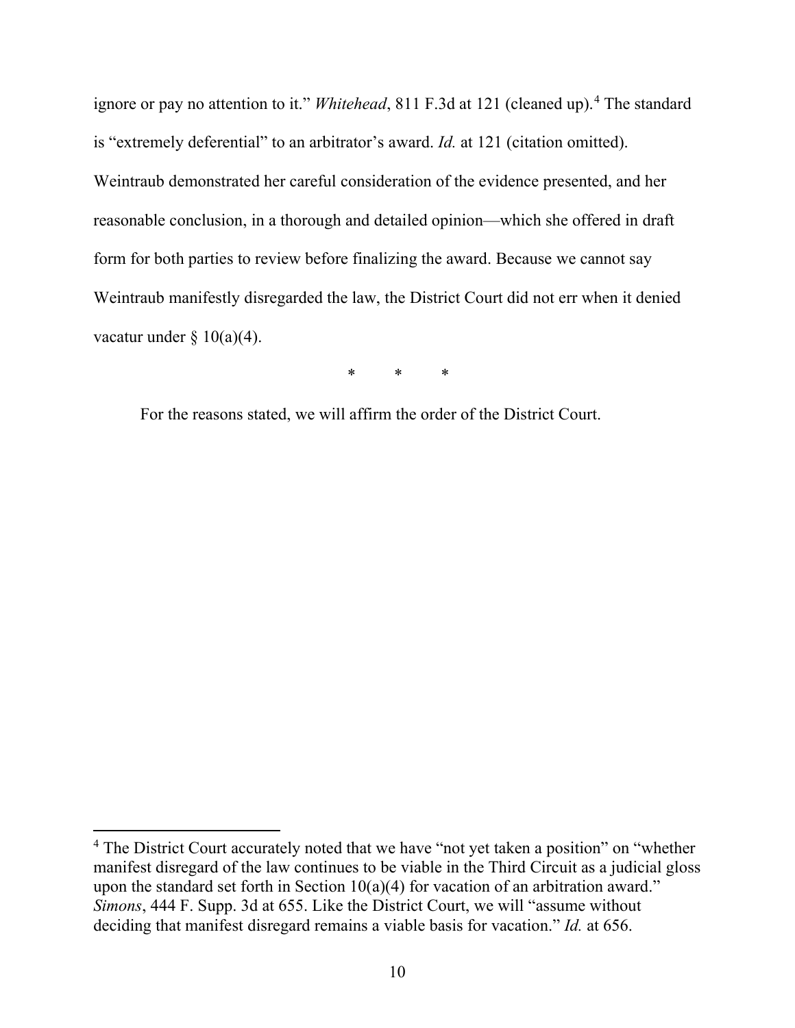ignore or pay no attention to it." *Whitehead*, 811 F.3d at 121 (cleaned up).[4] The standard is "extremely deferential" to an arbitrator's award. *Id.* at 121 (citation omitted). Weintraub demonstrated her careful consideration of the evidence presented, and her reasonable conclusion, in a thorough and detailed opinion—which she offered in draft form for both parties to review before finalizing the award. Because we cannot say Weintraub manifestly disregarded the law, the District Court did not err when it denied vacatur under § 10(a)(4).

\* \* \*

For the reasons stated, we will affirm the order of the District Court.

---

[4] The District Court accurately noted that we have "not yet taken a position" on "whether manifest disregard of the law continues to be viable in the Third Circuit as a judicial gloss upon the standard set forth in Section 10(a)(4) for vacation of an arbitration award." *Simons*, 444 F. Supp. 3d at 655. Like the District Court, we will "assume without deciding that manifest disregard remains a viable basis for vacation." *Id.* at 656.